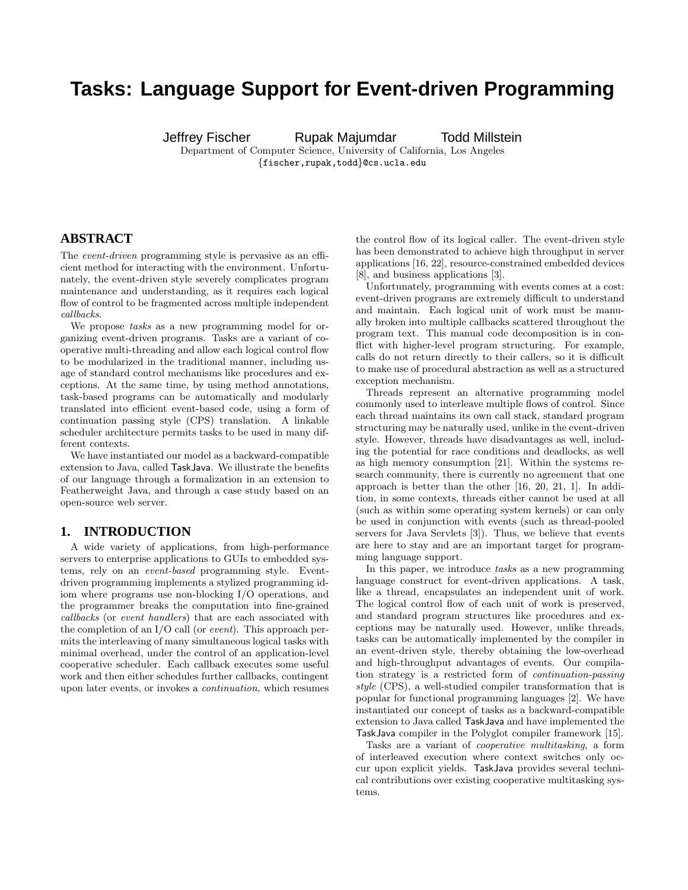# Tasks: Language Support for Event-driven Programming

Jeffrey Fischer  Rupak Majumdar  Todd Millstein

Department of Computer Science, University of California, Los Angeles

{fischer,rupak,todd}@cs.ucla.edu

## ABSTRACT

The *event-driven* programming style is pervasive as an efficient method for interacting with the environment. Unfortunately, the event-driven style severely complicates program maintenance and understanding, as it requires each logical flow of control to be fragmented across multiple independent *callbacks*.

We propose *tasks* as a new programming model for organizing event-driven programs. Tasks are a variant of cooperative multi-threading and allow each logical control flow to be modularized in the traditional manner, including usage of standard control mechanisms like procedures and exceptions. At the same time, by using method annotations, task-based programs can be automatically and modularly translated into efficient event-based code, using a form of continuation passing style (CPS) translation. A linkable scheduler architecture permits tasks to be used in many different contexts.

We have instantiated our model as a backward-compatible extension to Java, called TaskJava. We illustrate the benefits of our language through a formalization in an extension to Featherweight Java, and through a case study based on an open-source web server.

## 1. INTRODUCTION

A wide variety of applications, from high-performance servers to enterprise applications to GUIs to embedded systems, rely on an *event-based* programming style. Event-driven programming implements a stylized programming idiom where programs use non-blocking I/O operations, and the programmer breaks the computation into fine-grained *callbacks* (or *event handlers*) that are each associated with the completion of an I/O call (or *event*). This approach permits the interleaving of many simultaneous logical tasks with minimal overhead, under the control of an application-level cooperative scheduler. Each callback executes some useful work and then either schedules further callbacks, contingent upon later events, or invokes a *continuation*, which resumes the control flow of its logical caller. The event-driven style has been demonstrated to achieve high throughput in server applications [16, 22], resource-constrained embedded devices [8], and business applications [3].

Unfortunately, programming with events comes at a cost: event-driven programs are extremely difficult to understand and maintain. Each logical unit of work must be manually broken into multiple callbacks scattered throughout the program text. This manual code decomposition is in conflict with higher-level program structuring. For example, calls do not return directly to their callers, so it is difficult to make use of procedural abstraction as well as a structured exception mechanism.

Threads represent an alternative programming model commonly used to interleave multiple flows of control. Since each thread maintains its own call stack, standard program structuring may be naturally used, unlike in the event-driven style. However, threads have disadvantages as well, including the potential for race conditions and deadlocks, as well as high memory consumption [21]. Within the systems research community, there is currently no agreement that one approach is better than the other [16, 20, 21, 1]. In addition, in some contexts, threads either cannot be used at all (such as within some operating system kernels) or can only be used in conjunction with events (such as thread-pooled servers for Java Servlets [3]). Thus, we believe that events are here to stay and are an important target for programming language support.

In this paper, we introduce *tasks* as a new programming language construct for event-driven applications. A task, like a thread, encapsulates an independent unit of work. The logical control flow of each unit of work is preserved, and standard program structures like procedures and exceptions may be naturally used. However, unlike threads, tasks can be automatically implemented by the compiler in an event-driven style, thereby obtaining the low-overhead and high-throughput advantages of events. Our compilation strategy is a restricted form of *continuation-passing style* (CPS), a well-studied compiler transformation that is popular for functional programming languages [2]. We have instantiated our concept of tasks as a backward-compatible extension to Java called TaskJava and have implemented the TaskJava compiler in the Polyglot compiler framework [15].

Tasks are a variant of *cooperative multitasking*, a form of interleaved execution where context switches only occur upon explicit yields. TaskJava provides several technical contributions over existing cooperative multitasking systems.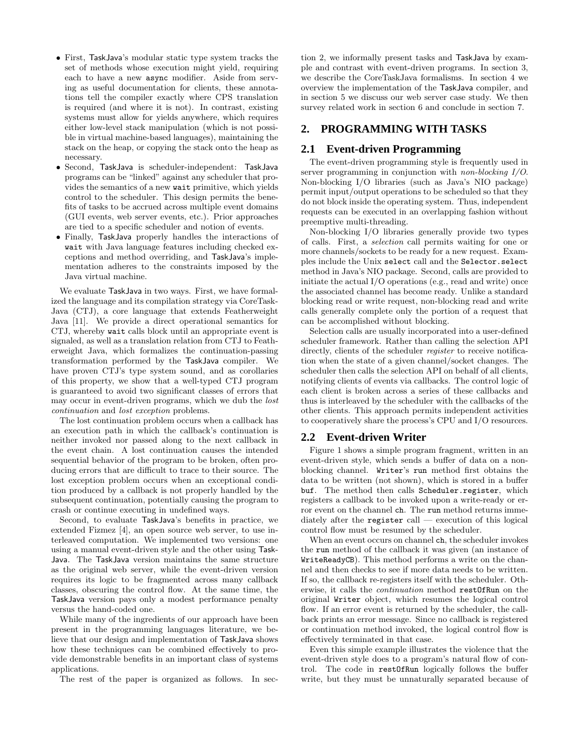- First, TaskJava's modular static type system tracks the set of methods whose execution might yield, requiring each to have a new `async` modifier. Aside from serving as useful documentation for clients, these annotations tell the compiler exactly where CPS translation is required (and where it is not). In contrast, existing systems must allow for yields anywhere, which requires either low-level stack manipulation (which is not possible in virtual machine-based languages), maintaining the stack on the heap, or copying the stack onto the heap as necessary.
- Second, TaskJava is scheduler-independent: TaskJava programs can be "linked" against any scheduler that provides the semantics of a new `wait` primitive, which yields control to the scheduler. This design permits the benefits of tasks to be accrued across multiple event domains (GUI events, web server events, etc.). Prior approaches are tied to a specific scheduler and notion of events.
- Finally, TaskJava properly handles the interactions of `wait` with Java language features including checked exceptions and method overriding, and TaskJava's implementation adheres to the constraints imposed by the Java virtual machine.

We evaluate TaskJava in two ways. First, we have formalized the language and its compilation strategy via CoreTaskJava (CTJ), a core language that extends Featherweight Java [11]. We provide a direct operational semantics for CTJ, whereby `wait` calls block until an appropriate event is signaled, as well as a translation relation from CTJ to Featherweight Java, which formalizes the continuation-passing transformation performed by the TaskJava compiler. We have proven CTJ's type system sound, and as corollaries of this property, we show that a well-typed CTJ program is guaranteed to avoid two significant classes of errors that may occur in event-driven programs, which we dub the *lost continuation* and *lost exception* problems.

The lost continuation problem occurs when a callback has an execution path in which the callback's continuation is neither invoked nor passed along to the next callback in the event chain. A lost continuation causes the intended sequential behavior of the program to be broken, often producing errors that are difficult to trace to their source. The lost exception problem occurs when an exceptional condition produced by a callback is not properly handled by the subsequent continuation, potentially causing the program to crash or continue executing in undefined ways.

Second, to evaluate TaskJava's benefits in practice, we extended Fizmez [4], an open source web server, to use interleaved computation. We implemented two versions: one using a manual event-driven style and the other using TaskJava. The TaskJava version maintains the same structure as the original web server, while the event-driven version requires its logic to be fragmented across many callback classes, obscuring the control flow. At the same time, the TaskJava version pays only a modest performance penalty versus the hand-coded one.

While many of the ingredients of our approach have been present in the programming languages literature, we believe that our design and implementation of TaskJava shows how these techniques can be combined effectively to provide demonstrable benefits in an important class of systems applications.

The rest of the paper is organized as follows. In section 2, we informally present tasks and TaskJava by example and contrast with event-driven programs. In section 3, we describe the CoreTaskJava formalisms. In section 4 we overview the implementation of the TaskJava compiler, and in section 5 we discuss our web server case study. We then survey related work in section 6 and conclude in section 7.

## 2. PROGRAMMING WITH TASKS

### 2.1 Event-driven Programming

The event-driven programming style is frequently used in server programming in conjunction with *non-blocking I/O*. Non-blocking I/O libraries (such as Java's NIO package) permit input/output operations to be scheduled so that they do not block inside the operating system. Thus, independent requests can be executed in an overlapping fashion without preemptive multi-threading.

Non-blocking I/O libraries generally provide two types of calls. First, a *selection* call permits waiting for one or more channels/sockets to be ready for a new request. Examples include the Unix `select` call and the `Selector.select` method in Java's NIO package. Second, calls are provided to initiate the actual I/O operations (e.g., read and write) once the associated channel has become ready. Unlike a standard blocking read or write request, non-blocking read and write calls generally complete only the portion of a request that can be accomplished without blocking.

Selection calls are usually incorporated into a user-defined scheduler framework. Rather than calling the selection API directly, clients of the scheduler *register* to receive notification when the state of a given channel/socket changes. The scheduler then calls the selection API on behalf of all clients, notifying clients of events via callbacks. The control logic of each client is broken across a series of these callbacks and thus is interleaved by the scheduler with the callbacks of the other clients. This approach permits independent activities to cooperatively share the process's CPU and I/O resources.

### 2.2 Event-driven Writer

Figure 1 shows a simple program fragment, written in an event-driven style, which sends a buffer of data on a non-blocking channel. `Writer`'s `run` method first obtains the data to be written (not shown), which is stored in a buffer `buf`. The method then calls `Scheduler.register`, which registers a callback to be invoked upon a write-ready or error event on the channel `ch`. The `run` method returns immediately after the `register` call — execution of this logical control flow must be resumed by the scheduler.

When an event occurs on channel `ch`, the scheduler invokes the `run` method of the callback it was given (an instance of `WriteReadyCB`). This method performs a write on the channel and then checks to see if more data needs to be written. If so, the callback re-registers itself with the scheduler. Otherwise, it calls the *continuation* method `restOfRun` on the original `Writer` object, which resumes the logical control flow. If an error event is returned by the scheduler, the callback prints an error message. Since no callback is registered or continuation method invoked, the logical control flow is effectively terminated in that case.

Even this simple example illustrates the violence that the event-driven style does to a program's natural flow of control. The code in `restOfRun` logically follows the buffer write, but they must be unnaturally separated because of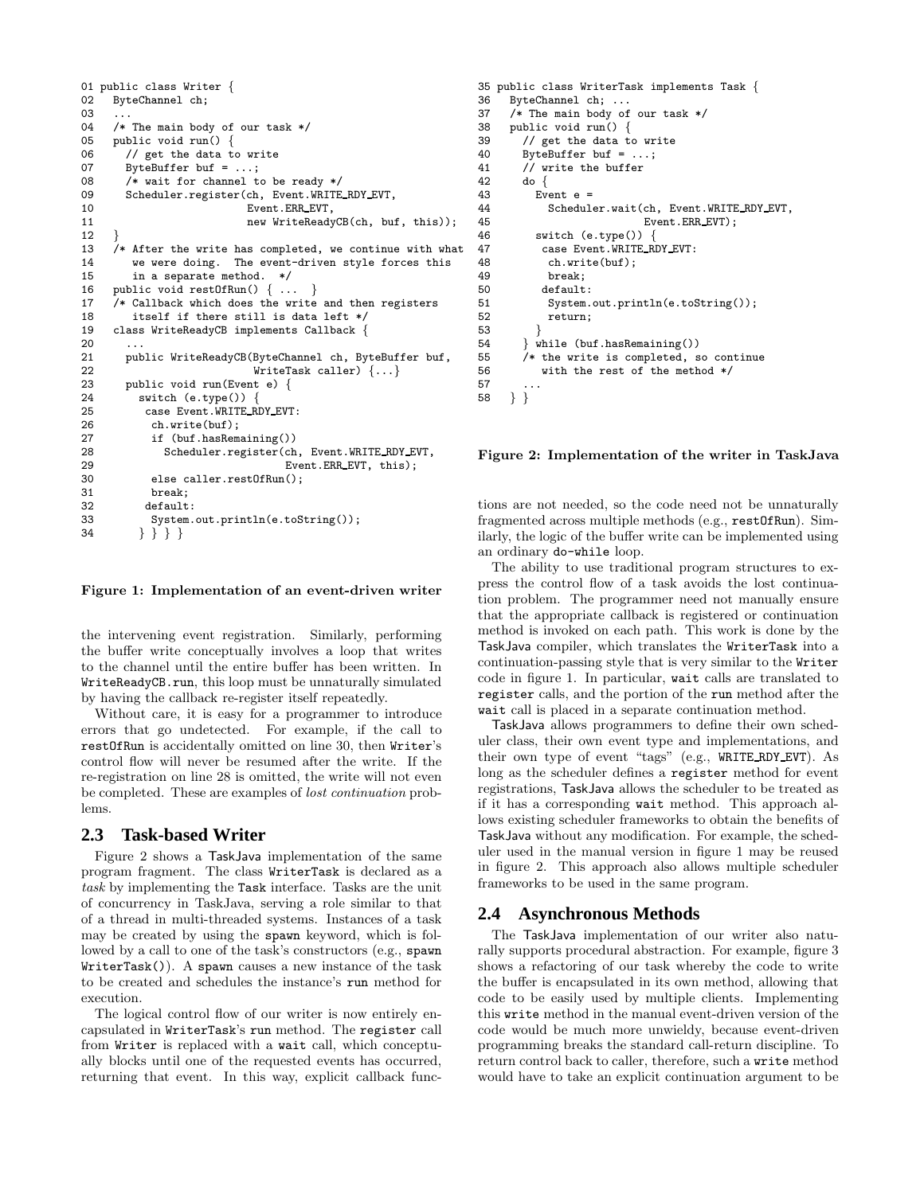```
01 public class Writer {
02   ByteChannel ch;
03   ...
04   /* The main body of our task */
05   public void run() {
06     // get the data to write
07     ByteBuffer buf = ...;
08     /* wait for channel to be ready */
09     Scheduler.register(ch, Event.WRITE_RDY_EVT,
10                        Event.ERR_EVT,
11                        new WriteReadyCB(ch, buf, this));
12   }
13   /* After the write has completed, we continue with what
14      we were doing.  The event-driven style forces this
15      in a separate method.  */
16   public void restOfRun() { ...  }
17   /* Callback which does the write and then registers
18      itself if there still is data left */
19   class WriteReadyCB implements Callback {
20     ...
21     public WriteReadyCB(ByteChannel ch, ByteBuffer buf,
22                         WriteTask caller) {...}
23     public void run(Event e) {
24       switch (e.type()) {
25        case Event.WRITE_RDY_EVT:
26         ch.write(buf);
27         if (buf.hasRemaining())
28           Scheduler.register(ch, Event.WRITE_RDY_EVT,
29                              Event.ERR_EVT, this);
30         else caller.restOfRun();
31         break;
32        default:
33          System.out.println(e.toString());
34       } } } }
```

**Figure 1: Implementation of an event-driven writer**

the intervening event registration. Similarly, performing the buffer write conceptually involves a loop that writes to the channel until the entire buffer has been written. In `WriteReadyCB.run`, this loop must be unnaturally simulated by having the callback re-register itself repeatedly.

Without care, it is easy for a programmer to introduce errors that go undetected. For example, if the call to `restOfRun` is accidentally omitted on line 30, then `Writer`'s control flow will never be resumed after the write. If the re-registration on line 28 is omitted, the write will not even be completed. These are examples of *lost continuation* problems.

## 2.3 Task-based Writer

Figure 2 shows a TaskJava implementation of the same program fragment. The class `WriterTask` is declared as a *task* by implementing the `Task` interface. Tasks are the unit of concurrency in TaskJava, serving a role similar to that of a thread in multi-threaded systems. Instances of a task may be created by using the `spawn` keyword, which is followed by a call to one of the task's constructors (e.g., `spawn WriterTask()`). A `spawn` causes a new instance of the task to be created and schedules the instance's `run` method for execution.

The logical control flow of our writer is now entirely encapsulated in `WriterTask`'s `run` method. The `register` call from `Writer` is replaced with a `wait` call, which conceptually blocks until one of the requested events has occurred, returning that event. In this way, explicit callback functions are not needed, so the code need not be unnaturally fragmented across multiple methods (e.g., `restOfRun`). Similarly, the logic of the buffer write can be implemented using an ordinary `do-while` loop.

```
35 public class WriterTask implements Task {
36   ByteChannel ch; ...
37   /* The main body of our task */
38   public void run() {
39     // get the data to write
40     ByteBuffer buf = ...;
41     // write the buffer
42     do {
43       Event e =
44         Scheduler.wait(ch, Event.WRITE_RDY_EVT,
45                        Event.ERR_EVT);
46       switch (e.type()) {
47        case Event.WRITE_RDY_EVT:
48         ch.write(buf);
49         break;
50        default:
51         System.out.println(e.toString());
52         return;
53       }
54     } while (buf.hasRemaining())
55     /* the write is completed, so continue
56        with the rest of the method */
57     ...
58   } }
```

**Figure 2: Implementation of the writer in TaskJava**

The ability to use traditional program structures to express the control flow of a task avoids the lost continuation problem. The programmer need not manually ensure that the appropriate callback is registered or continuation method is invoked on each path. This work is done by the TaskJava compiler, which translates the `WriterTask` into a continuation-passing style that is very similar to the `Writer` code in figure 1. In particular, `wait` calls are translated to `register` calls, and the portion of the `run` method after the `wait` call is placed in a separate continuation method.

TaskJava allows programmers to define their own scheduler class, their own event type and implementations, and their own type of event "tags" (e.g., `WRITE_RDY_EVT`). As long as the scheduler defines a `register` method for event registrations, TaskJava allows the scheduler to be treated as if it has a corresponding `wait` method. This approach allows existing scheduler frameworks to obtain the benefits of TaskJava without any modification. For example, the scheduler used in the manual version in figure 1 may be reused in figure 2. This approach also allows multiple scheduler frameworks to be used in the same program.

## 2.4 Asynchronous Methods

The TaskJava implementation of our writer also naturally supports procedural abstraction. For example, figure 3 shows a refactoring of our task whereby the code to write the buffer is encapsulated in its own method, allowing that code to be easily used by multiple clients. Implementing this `write` method in the manual event-driven version of the code would be much more unwieldy, because event-driven programming breaks the standard call-return discipline. To return control back to caller, therefore, such a `write` method would have to take an explicit continuation argument to be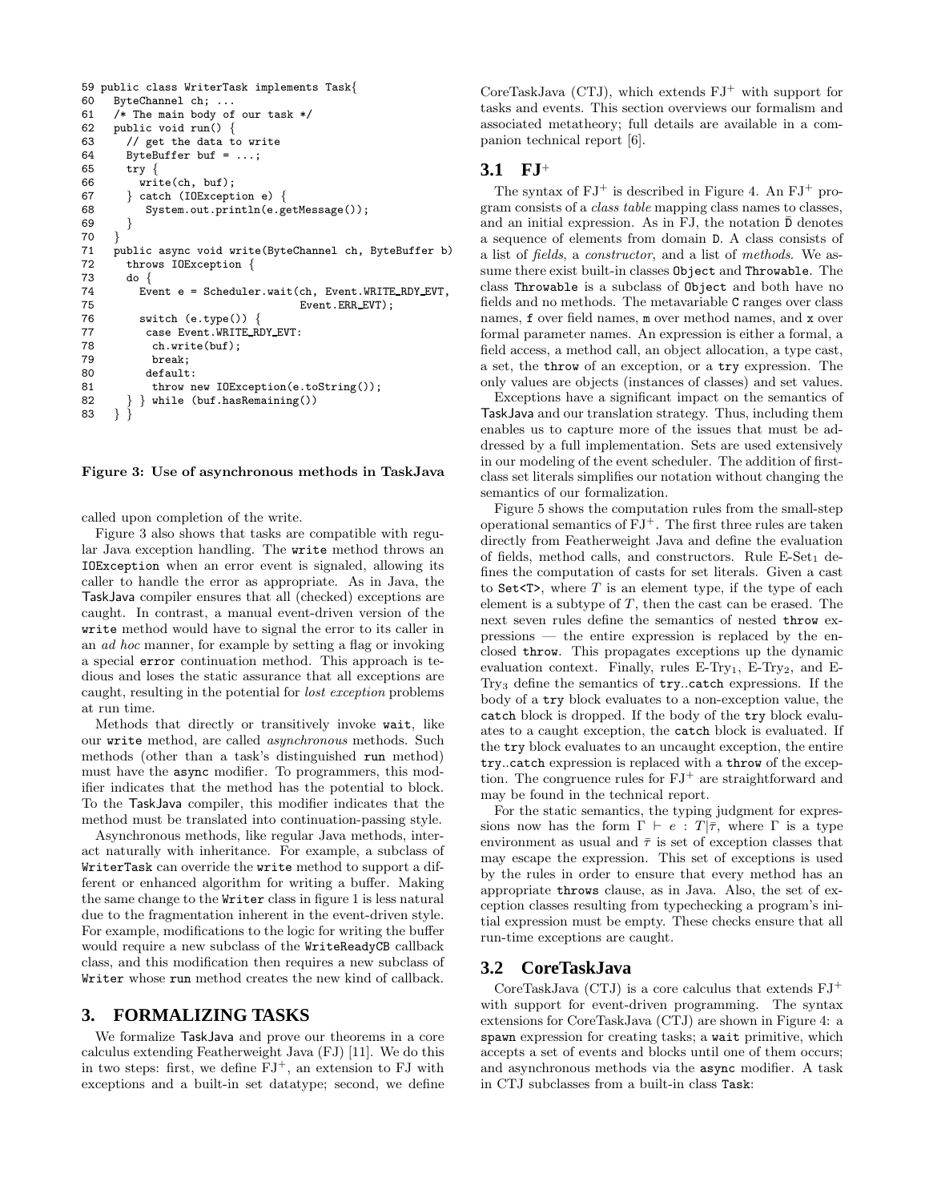```
59 public class WriterTask implements Task{
60   ByteChannel ch; ...
61   /* The main body of our task */
62   public void run() {
63     // get the data to write
64     ByteBuffer buf = ...;
65     try {
66       write(ch, buf);
67     } catch (IOException e) {
68        System.out.println(e.getMessage());
69     }
70   }
71   public async void write(ByteChannel ch, ByteBuffer b)
72     throws IOException {
73     do {
74       Event e = Scheduler.wait(ch, Event.WRITE_RDY_EVT,
75                                Event.ERR_EVT);
76       switch (e.type()) {
77        case Event.WRITE_RDY_EVT:
78         ch.write(buf);
79         break;
80        default:
81         throw new IOException(e.toString());
82     } } while (buf.hasRemaining())
83   } }
```

**Figure 3: Use of asynchronous methods in TaskJava**

called upon completion of the write.

Figure 3 also shows that tasks are compatible with regular Java exception handling. The `write` method throws an `IOException` when an error event is signaled, allowing its caller to handle the error as appropriate. As in Java, the TaskJava compiler ensures that all (checked) exceptions are caught. In contrast, a manual event-driven version of the `write` method would have to signal the error to its caller in an *ad hoc* manner, for example by setting a flag or invoking a special `error` continuation method. This approach is tedious and loses the static assurance that all exceptions are caught, resulting in the potential for *lost exception* problems at run time.

Methods that directly or transitively invoke `wait`, like our `write` method, are called *asynchronous* methods. Such methods (other than a task's distinguished `run` method) must have the `async` modifier. To programmers, this modifier indicates that the method has the potential to block. To the TaskJava compiler, this modifier indicates that the method must be translated into continuation-passing style.

Asynchronous methods, like regular Java methods, interact naturally with inheritance. For example, a subclass of `WriterTask` can override the `write` method to support a different or enhanced algorithm for writing a buffer. Making the same change to the `Writer` class in figure 1 is less natural due to the fragmentation inherent in the event-driven style. For example, modifications to the logic for writing the buffer would require a new subclass of the `WriteReadyCB` callback class, and this modification then requires a new subclass of `Writer` whose `run` method creates the new kind of callback.

## 3. FORMALIZING TASKS

We formalize TaskJava and prove our theorems in a core calculus extending Featherweight Java (FJ) [11]. We do this in two steps: first, we define $\text{FJ}^+$, an extension to FJ with exceptions and a built-in set datatype; second, we define CoreTaskJava (CTJ), which extends $\text{FJ}^+$ with support for tasks and events. This section overviews our formalism and associated metatheory; full details are available in a companion technical report [6].

### 3.1 FJ+

The syntax of $\text{FJ}^+$ is described in Figure 4. An $\text{FJ}^+$ program consists of a *class table* mapping class names to classes, and an initial expression. As in FJ, the notation $\bar{\texttt{D}}$ denotes a sequence of elements from domain `D`. A class consists of a list of *fields*, a *constructor*, and a list of *methods*. We assume there exist built-in classes `Object` and `Throwable`. The class `Throwable` is a subclass of `Object` and both have no fields and no methods. The metavariable `C` ranges over class names, `f` over field names, `m` over method names, and `x` over formal parameter names. An expression is either a formal, a field access, a method call, an object allocation, a type cast, a set, the `throw` of an exception, or a `try` expression. The only values are objects (instances of classes) and set values.

Exceptions have a significant impact on the semantics of TaskJava and our translation strategy. Thus, including them enables us to capture more of the issues that must be addressed by a full implementation. Sets are used extensively in our modeling of the event scheduler. The addition of first-class set literals simplifies our notation without changing the semantics of our formalization.

Figure 5 shows the computation rules from the small-step operational semantics of $\text{FJ}^+$. The first three rules are taken directly from Featherweight Java and define the evaluation of fields, method calls, and constructors. Rule E-Set$_1$ defines the computation of casts for set literals. Given a cast to `Set<T>`, where $T$ is an element type, if the type of each element is a subtype of $T$, then the cast can be erased. The next seven rules define the semantics of nested `throw` expressions — the entire expression is replaced by the enclosed `throw`. This propagates exceptions up the dynamic evaluation context. Finally, rules E-Try$_1$, E-Try$_2$, and E-Try$_3$ define the semantics of `try..catch` expressions. If the body of a `try` block evaluates to a non-exception value, the `catch` block is dropped. If the body of the `try` block evaluates to a caught exception, the `catch` block is evaluated. If the `try` block evaluates to an uncaught exception, the entire `try..catch` expression is replaced with a `throw` of the exception. The congruence rules for $\text{FJ}^+$ are straightforward and may be found in the technical report.

For the static semantics, the typing judgment for expressions now has the form $\Gamma \vdash e : T|\bar{\tau}$, where $\Gamma$ is a type environment as usual and $\bar{\tau}$ is set of exception classes that may escape the expression. This set of exceptions is used by the rules in order to ensure that every method has an appropriate `throws` clause, as in Java. Also, the set of exception classes resulting from typechecking a program's initial expression must be empty. These checks ensure that all run-time exceptions are caught.

### 3.2 CoreTaskJava

CoreTaskJava (CTJ) is a core calculus that extends $\text{FJ}^+$ with support for event-driven programming. The syntax extensions for CoreTaskJava (CTJ) are shown in Figure 4: a `spawn` expression for creating tasks; a `wait` primitive, which accepts a set of events and blocks until one of them occurs; and asynchronous methods via the `async` modifier. A task in CTJ subclasses from a built-in class `Task`: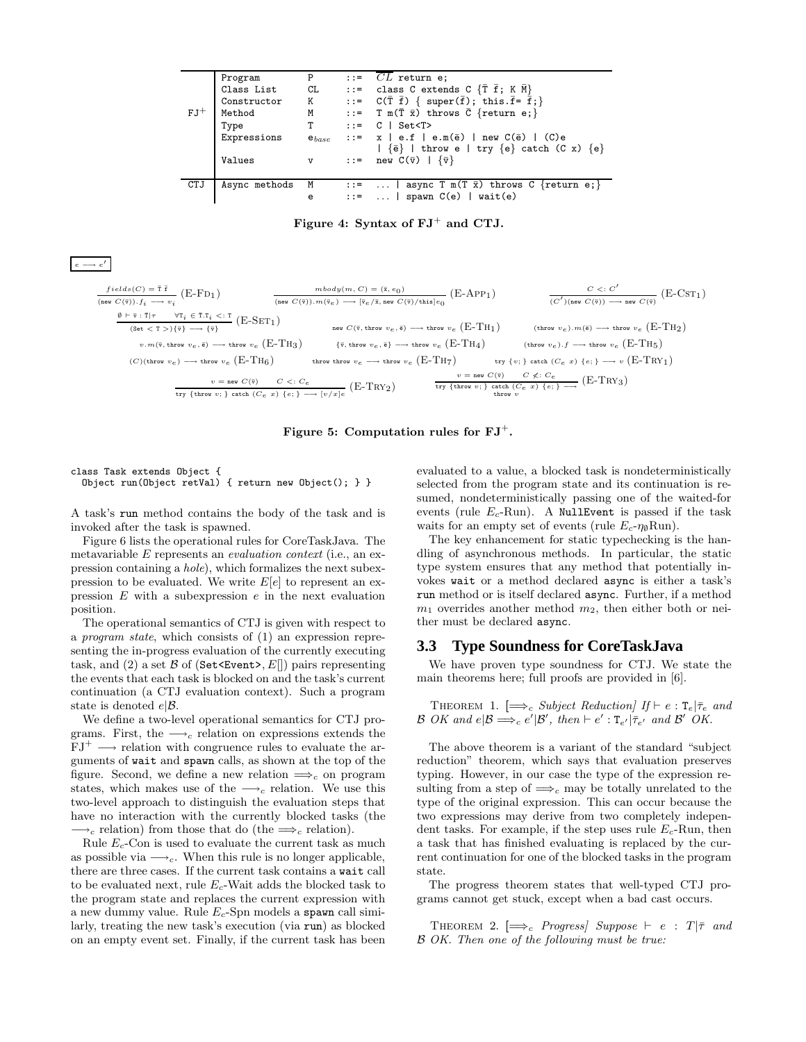| | | | | |
|---|---|---|---|---|
| FJ$^+$ | Program | P | ::= | $\overline{CL}$ return e; |
| | Class List | CL | ::= | class C extends C {$\bar{T}$ $\bar{f}$; K $\bar{M}$} |
| | Constructor | K | ::= | C($\bar{T}$ $\bar{f}$) { super($\bar{f}$); this.$\bar{f}$= $\bar{f}$;} |
| | Method | M | ::= | T m($\bar{T}$ $\bar{x}$) throws $\bar{C}$ {return e;} |
| | Type | T | ::= | C \| Set<T> |
| | Expressions | $e_{base}$ | ::= | x \| e.f \| e.m($\bar{e}$) \| new C($\bar{e}$) \| (C)e |
| | | | | \| {$\bar{e}$} \| throw e \| try {e} catch (C x) {e} |
| | Values | v | ::= | new C($\bar{v}$) \| {$\bar{v}$} |
| CTJ | Async methods | M | ::= | ... \| async T m($\bar{T}$ $\bar{x}$) throws C {return e;} |
| | | e | ::= | ... \| spawn C(e) \| wait(e) |

**Figure 4: Syntax of FJ$^+$ and CTJ.**

$e \longrightarrow e'$

$$\frac{fields(C) = \bar{T}\ \bar{f}}{(\texttt{new}\ C(\bar{v})).f_i \longrightarrow v_i}\ (\text{E-Fd}_1) \qquad \frac{mbody(m, C) = (\bar{x}, e_0)}{(\texttt{new}\ C(\bar{v})).m(\bar{v}_e) \longrightarrow [\bar{v}_e/\bar{x}, \texttt{new}\ C(\bar{v})/\texttt{this}]e_0}\ (\text{E-App}_1) \qquad \frac{C <: C'}{(C')(\texttt{new}\ C(\bar{v})) \longrightarrow \texttt{new}\ C(\bar{v})}\ (\text{E-Cst}_1)$$

$$\frac{\emptyset \vdash \bar{v} : \texttt{T}|\tau \qquad \forall \texttt{T}_i \in \texttt{T}.\texttt{T}_i <: \texttt{T}}{(\texttt{Set} < \texttt{T} >)\{\bar{v}\} \longrightarrow \{\bar{v}\}}\ (\text{E-Set}_1) \qquad \texttt{new}\ C(\bar{v}, \texttt{throw}\ v_e, \bar{e}) \longrightarrow \texttt{throw}\ v_e\ (\text{E-Th}_1) \qquad (\texttt{throw}\ v_e).m(\bar{e}) \longrightarrow \texttt{throw}\ v_e\ (\text{E-Th}_2)$$

$$v.m(\bar{v}, \texttt{throw}\ v_e, \bar{e}) \longrightarrow \texttt{throw}\ v_e\ (\text{E-Th}_3) \qquad \{\bar{v}, \texttt{throw}\ v_e, \bar{e}\} \longrightarrow \texttt{throw}\ v_e\ (\text{E-Th}_4) \qquad (\texttt{throw}\ v_e).f \longrightarrow \texttt{throw}\ v_e\ (\text{E-Th}_5)$$

$$(C)(\texttt{throw}\ v_e) \longrightarrow \texttt{throw}\ v_e\ (\text{E-Th}_6) \qquad \texttt{throw throw}\ v_e \longrightarrow \texttt{throw}\ v_e\ (\text{E-Th}_7) \qquad \texttt{try}\ \{v;\}\ \texttt{catch}\ (C_e\ x)\ \{e;\} \longrightarrow v\ (\text{E-Try}_1)$$

$$\frac{v = \texttt{new}\ C(\bar{v}) \qquad C <: C_e}{\texttt{try}\ \{\texttt{throw}\ v;\}\ \texttt{catch}\ (C_e\ x)\ \{e;\} \longrightarrow [v/x]e}\ (\text{E-Try}_2) \qquad \frac{v = \texttt{new}\ C(\bar{v}) \qquad C \not<: C_e}{\texttt{try}\ \{\texttt{throw}\ v;\}\ \texttt{catch}\ (C_e\ x)\ \{e;\} \longrightarrow \texttt{throw}\ v}\ (\text{E-Try}_3)$$

**Figure 5: Computation rules for FJ$^+$.**

```
class Task extends Object {
  Object run(Object retVal) { return new Object(); } }
```

A task's `run` method contains the body of the task and is invoked after the task is spawned.

Figure 6 lists the operational rules for CoreTaskJava. The metavariable $E$ represents an *evaluation context* (i.e., an expression containing a *hole*), which formalizes the next subexpression to be evaluated. We write $E[e]$ to represent an expression $E$ with a subexpression $e$ in the next evaluation position.

The operational semantics of CTJ is given with respect to a *program state*, which consists of (1) an expression representing the in-progress evaluation of the currently executing task, and (2) a set $\mathcal{B}$ of (`Set<Event>`, $E[]$) pairs representing the events that each task is blocked on and the task's current continuation (a CTJ evaluation context). Such a program state is denoted $e|\mathcal{B}$.

We define a two-level operational semantics for CTJ programs. First, the $\longrightarrow_c$ relation on expressions extends the FJ$^+$ $\longrightarrow$ relation with congruence rules to evaluate the arguments of `wait` and `spawn` calls, as shown at the top of the figure. Second, we define a new relation $\Longrightarrow_c$ on program states, which makes use of the $\longrightarrow_c$ relation. We use this two-level approach to distinguish the evaluation steps that have no interaction with the currently blocked tasks (the $\longrightarrow_c$ relation) from those that do (the $\Longrightarrow_c$ relation).

Rule $E_c$-Con is used to evaluate the current task as much as possible via $\longrightarrow_c$. When this rule is no longer applicable, there are three cases. If the current task contains a `wait` call to be evaluated next, rule $E_c$-Wait adds the blocked task to the program state and replaces the current expression with a new dummy value. Rule $E_c$-Spn models a `spawn` call similarly, treating the new task's execution (via `run`) as blocked on an empty event set. Finally, if the current task has been evaluated to a value, a blocked task is nondeterministically selected from the program state and its continuation is resumed, nondeterministically passing one of the waited-for events (rule $E_c$-Run). A `NullEvent` is passed if the task waits for an empty set of events (rule $E_c$-$\eta_\emptyset$Run).

The key enhancement for static typechecking is the handling of asynchronous methods. In particular, the static type system ensures that any method that potentially invokes `wait` or a method declared `async` is either a task's `run` method or is itself declared `async`. Further, if a method $m_1$ overrides another method $m_2$, then either both or neither must be declared `async`.

### 3.3 Type Soundness for CoreTaskJava

We have proven type soundness for CTJ. We state the main theorems here; full proofs are provided in [6].

THEOREM 1. *[$\Longrightarrow_c$ Subject Reduction] If $\vdash e : \texttt{T}_e|\bar{\tau}_e$ and $\mathcal{B}$ OK and $e|\mathcal{B} \Longrightarrow_c e'|\mathcal{B}'$, then $\vdash e' : \texttt{T}_{e'}|\bar{\tau}_{e'}$ and $\mathcal{B}'$ OK.*

The above theorem is a variant of the standard "subject reduction" theorem, which says that evaluation preserves typing. However, in our case the type of the expression resulting from a step of $\Longrightarrow_c$ may be totally unrelated to the type of the original expression. This can occur because the two expressions may derive from two completely independent tasks. For example, if the step uses rule $E_c$-Run, then a task that has finished evaluating is replaced by the current continuation for one of the blocked tasks in the program state.

The progress theorem states that well-typed CTJ programs cannot get stuck, except when a bad cast occurs.

THEOREM 2. *[$\Longrightarrow_c$ Progress] Suppose $\vdash e : T|\bar{\tau}$ and $\mathcal{B}$ OK. Then one of the following must be true:*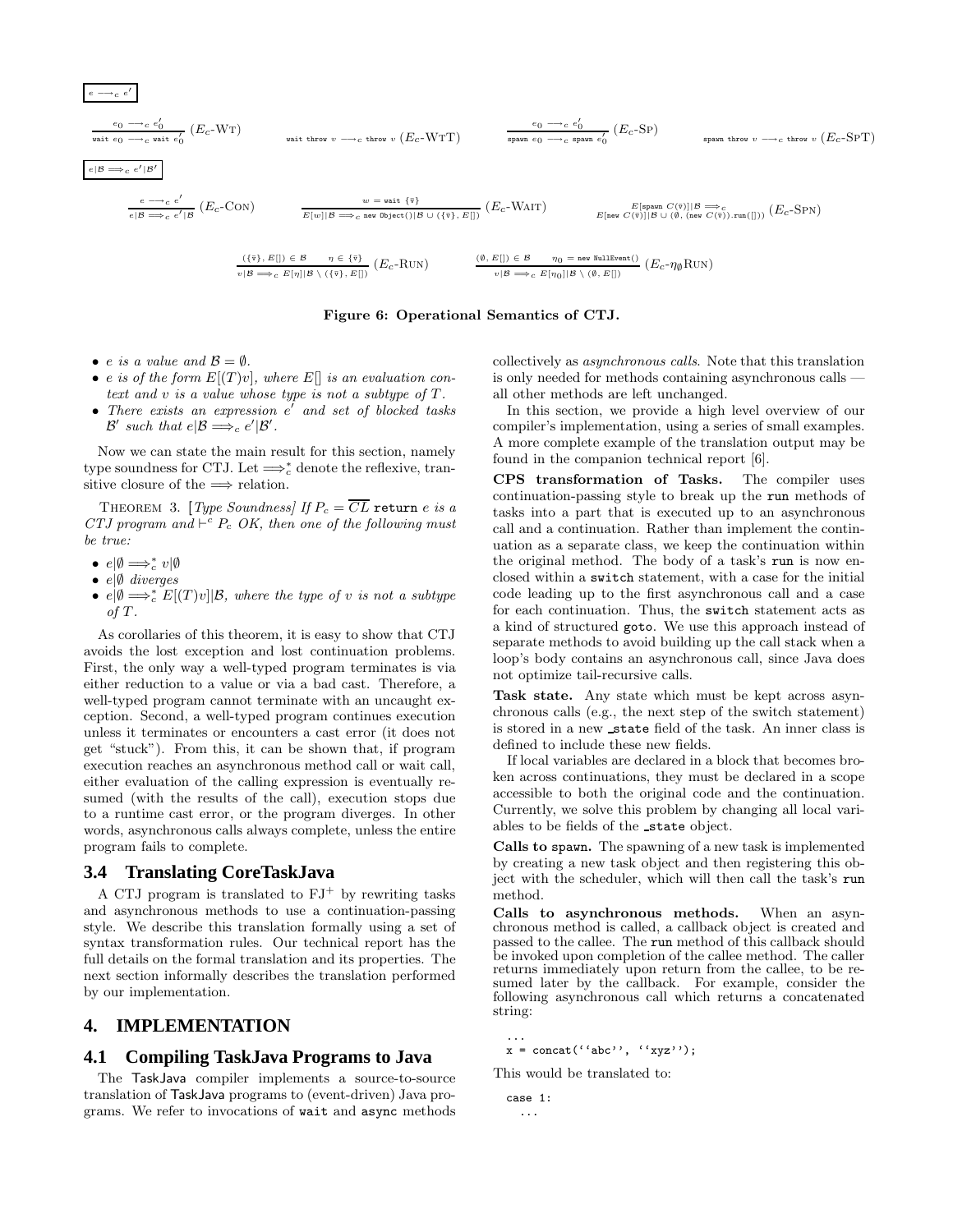$\boxed{e \longrightarrow_c e'}$

$$\frac{e_0 \longrightarrow_c e_0'}{\texttt{wait}\ e_0 \longrightarrow_c \texttt{wait}\ e_0'}\ (E_c\text{-WT}) \qquad \texttt{wait throw}\ v \longrightarrow_c \texttt{throw}\ v\ (E_c\text{-WTT}) \qquad \frac{e_0 \longrightarrow_c e_0'}{\texttt{spawn}\ e_0 \longrightarrow_c \texttt{spawn}\ e_0'}\ (E_c\text{-SP}) \qquad \texttt{spawn throw}\ v \longrightarrow_c \texttt{throw}\ v\ (E_c\text{-SPT})$$

$\boxed{e|\mathcal{B} \Longrightarrow_c e'|\mathcal{B}'}$

$$\frac{e \longrightarrow_c e'}{e|\mathcal{B} \Longrightarrow_c e'|\mathcal{B}}\ (E_c\text{-CON}) \qquad \frac{w = \texttt{wait}\ \{\bar{v}\}}{E[w]|\mathcal{B} \Longrightarrow_c \texttt{new Object()}|\mathcal{B} \cup (\{\bar{v}\}, E[])}\ (E_c\text{-WAIT}) \qquad E[\texttt{spawn}\ C(\bar{v})]|\mathcal{B} \Longrightarrow_c E[\texttt{new}\ C(\bar{v})]|\mathcal{B} \cup (\emptyset, (\texttt{new}\ C(\bar{v})).\texttt{run}([]))\ (E_c\text{-SPN})$$

$$\frac{(\{\bar{v}\}, E[]) \in \mathcal{B} \qquad \eta \in \{\bar{v}\}}{v|\mathcal{B} \Longrightarrow_c E[\eta]|\mathcal{B} \setminus (\{\bar{v}\}, E[])}\ (E_c\text{-RUN}) \qquad \frac{(\emptyset, E[]) \in \mathcal{B} \qquad \eta_0 = \texttt{new NullEvent()}}{v|\mathcal{B} \Longrightarrow_c E[\eta_0]|\mathcal{B} \setminus (\emptyset, E[])}\ (E_c\text{-}\eta_\emptyset\text{RUN})$$

**Figure 6: Operational Semantics of CTJ.**

- *$e$ is a value and $\mathcal{B} = \emptyset$.*
- *$e$ is of the form $E[(T)v]$, where $E[]$ is an evaluation context and $v$ is a value whose type is not a subtype of $T$.*
- *There exists an expression $e'$ and set of blocked tasks $\mathcal{B}'$ such that $e|\mathcal{B} \Longrightarrow_c e'|\mathcal{B}'$.*

Now we can state the main result for this section, namely type soundness for CTJ. Let $\Longrightarrow_c^*$ denote the reflexive, transitive closure of the $\Longrightarrow$ relation.

THEOREM 3. [*Type Soundness*] *If $P_c = \overline{CL}$ `return` $e$ is a CTJ program and $\vdash^c P_c$ OK, then one of the following must be true:*

- *$e|\emptyset \Longrightarrow_c^* v|\emptyset$*
- *$e|\emptyset$ diverges*
- *$e|\emptyset \Longrightarrow_c^* E[(T)v]|\mathcal{B}$, where the type of $v$ is not a subtype of $T$.*

As corollaries of this theorem, it is easy to show that CTJ avoids the lost exception and lost continuation problems. First, the only way a well-typed program terminates is via either reduction to a value or via a bad cast. Therefore, a well-typed program cannot terminate with an uncaught exception. Second, a well-typed program continues execution unless it terminates or encounters a cast error (it does not get "stuck"). From this, it can be shown that, if program execution reaches an asynchronous method call or wait call, either evaluation of the calling expression is eventually resumed (with the results of the call), execution stops due to a runtime cast error, or the program diverges. In other words, asynchronous calls always complete, unless the entire program fails to complete.

## 3.4 Translating CoreTaskJava

A CTJ program is translated to FJ$^+$ by rewriting tasks and asynchronous methods to use a continuation-passing style. We describe this translation formally using a set of syntax transformation rules. Our technical report has the full details on the formal translation and its properties. The next section informally describes the translation performed by our implementation.

# 4. IMPLEMENTATION

## 4.1 Compiling TaskJava Programs to Java

The TaskJava compiler implements a source-to-source translation of TaskJava programs to (event-driven) Java programs. We refer to invocations of `wait` and `async` methods collectively as *asynchronous calls*. Note that this translation is only needed for methods containing asynchronous calls — all other methods are left unchanged.

In this section, we provide a high level overview of our compiler's implementation, using a series of small examples. A more complete example of the translation output may be found in the companion technical report [6].

**CPS transformation of Tasks.** The compiler uses continuation-passing style to break up the `run` methods of tasks into a part that is executed up to an asynchronous call and a continuation. Rather than implement the continuation as a separate class, we keep the continuation within the original method. The body of a task's `run` is now enclosed within a `switch` statement, with a case for the initial code leading up to the first asynchronous call and a case for each continuation. Thus, the `switch` statement acts as a kind of structured `goto`. We use this approach instead of separate methods to avoid building up the call stack when a loop's body contains an asynchronous call, since Java does not optimize tail-recursive calls.

**Task state.** Any state which must be kept across asynchronous calls (e.g., the next step of the switch statement) is stored in a new `_state` field of the task. An inner class is defined to include these new fields.

If local variables are declared in a block that becomes broken across continuations, they must be declared in a scope accessible to both the original code and the continuation. Currently, we solve this problem by changing all local variables to be fields of the `_state` object.

**Calls to `spawn`.** The spawning of a new task is implemented by creating a new task object and then registering this object with the scheduler, which will then call the task's `run` method.

**Calls to asynchronous methods.** When an asynchronous method is called, a callback object is created and passed to the callee. The `run` method of this callback should be invoked upon completion of the callee method. The caller returns immediately upon return from the callee, to be resumed later by the callback. For example, consider the following asynchronous call which returns a concatenated string:

```
...
x = concat(''abc'', ''xyz'');
```

This would be translated to:

```
case 1:
  ...
```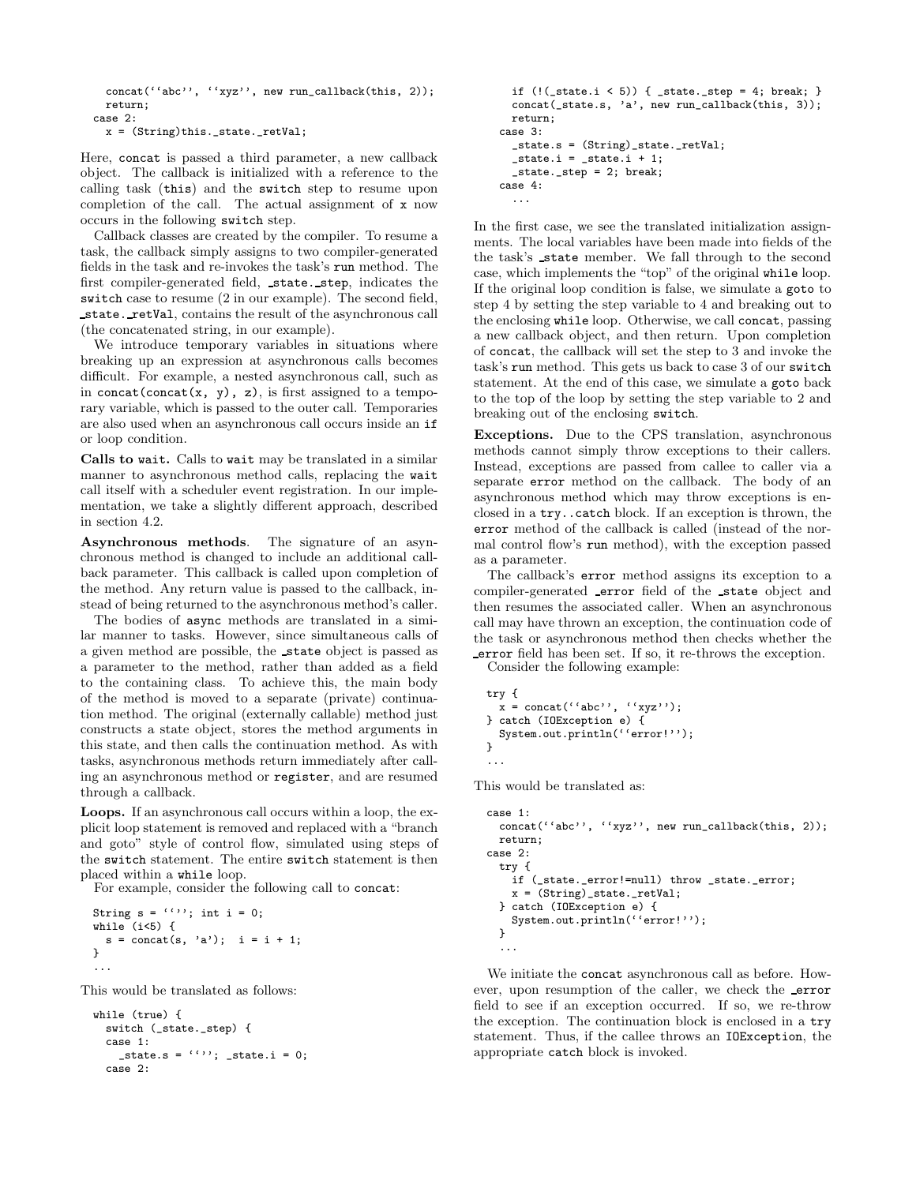```
    concat(''abc'', ''xyz'', new run_callback(this, 2));
    return;
  case 2:
    x = (String)this._state._retVal;
```

Here, concat is passed a third parameter, a new callback object. The callback is initialized with a reference to the calling task (this) and the switch step to resume upon completion of the call. The actual assignment of x now occurs in the following switch step.

Callback classes are created by the compiler. To resume a task, the callback simply assigns to two compiler-generated fields in the task and re-invokes the task's run method. The first compiler-generated field, _state._step, indicates the switch case to resume (2 in our example). The second field, _state._retVal, contains the result of the asynchronous call (the concatenated string, in our example).

We introduce temporary variables in situations where breaking up an expression at asynchronous calls becomes difficult. For example, a nested asynchronous call, such as in concat(concat(x, y), z), is first assigned to a temporary variable, which is passed to the outer call. Temporaries are also used when an asynchronous call occurs inside an if or loop condition.

**Calls to wait.** Calls to wait may be translated in a similar manner to asynchronous method calls, replacing the wait call itself with a scheduler event registration. In our implementation, we take a slightly different approach, described in section 4.2.

**Asynchronous methods**. The signature of an asynchronous method is changed to include an additional callback parameter. This callback is called upon completion of the method. Any return value is passed to the callback, instead of being returned to the asynchronous method's caller.

The bodies of async methods are translated in a similar manner to tasks. However, since simultaneous calls of a given method are possible, the _state object is passed as a parameter to the method, rather than added as a field to the containing class. To achieve this, the main body of the method is moved to a separate (private) continuation method. The original (externally callable) method just constructs a state object, stores the method arguments in this state, and then calls the continuation method. As with tasks, asynchronous methods return immediately after calling an asynchronous method or register, and are resumed through a callback.

**Loops.** If an asynchronous call occurs within a loop, the explicit loop statement is removed and replaced with a "branch and goto" style of control flow, simulated using steps of the switch statement. The entire switch statement is then placed within a while loop.

For example, consider the following call to concat:

```
String s = ''''; int i = 0;
while (i<5) {
  s = concat(s, 'a');  i = i + 1;
}
...
```

This would be translated as follows:

```
while (true) {
  switch (_state._step) {
  case 1:
    _state.s = ''''; _state.i = 0;
  case 2:
    if (!(_state.i < 5)) { _state._step = 4; break; }
    concat(_state.s, 'a', new run_callback(this, 3));
    return;
  case 3:
    _state.s = (String)_state._retVal;
    _state.i = _state.i + 1;
    _state._step = 2; break;
  case 4:
    ...
```

In the first case, we see the translated initialization assignments. The local variables have been made into fields of the the task's _state member. We fall through to the second case, which implements the "top" of the original while loop. If the original loop condition is false, we simulate a goto to step 4 by setting the step variable to 4 and breaking out to the enclosing while loop. Otherwise, we call concat, passing a new callback object, and then return. Upon completion of concat, the callback will set the step to 3 and invoke the task's run method. This gets us back to case 3 of our switch statement. At the end of this case, we simulate a goto back to the top of the loop by setting the step variable to 2 and breaking out of the enclosing switch.

**Exceptions.** Due to the CPS translation, asynchronous methods cannot simply throw exceptions to their callers. Instead, exceptions are passed from callee to caller via a separate error method on the callback. The body of an asynchronous method which may throw exceptions is enclosed in a try..catch block. If an exception is thrown, the error method of the callback is called (instead of the normal control flow's run method), with the exception passed as a parameter.

The callback's error method assigns its exception to a compiler-generated _error field of the _state object and then resumes the associated caller. When an asynchronous call may have thrown an exception, the continuation code of the task or asynchronous method then checks whether the _error field has been set. If so, it re-throws the exception.

Consider the following example:

```
try {
  x = concat(''abc'', ''xyz'');
} catch (IOException e) {
  System.out.println(''error!'');
}
...
```

This would be translated as:

```
case 1:
  concat(''abc'', ''xyz'', new run_callback(this, 2));
  return;
case 2:
  try {
    if (_state._error!=null) throw _state._error;
    x = (String)_state._retVal;
  } catch (IOException e) {
    System.out.println(''error!'');
  }
  ...
```

We initiate the concat asynchronous call as before. However, upon resumption of the caller, we check the _error field to see if an exception occurred. If so, we re-throw the exception. The continuation block is enclosed in a try statement. Thus, if the callee throws an IOException, the appropriate catch block is invoked.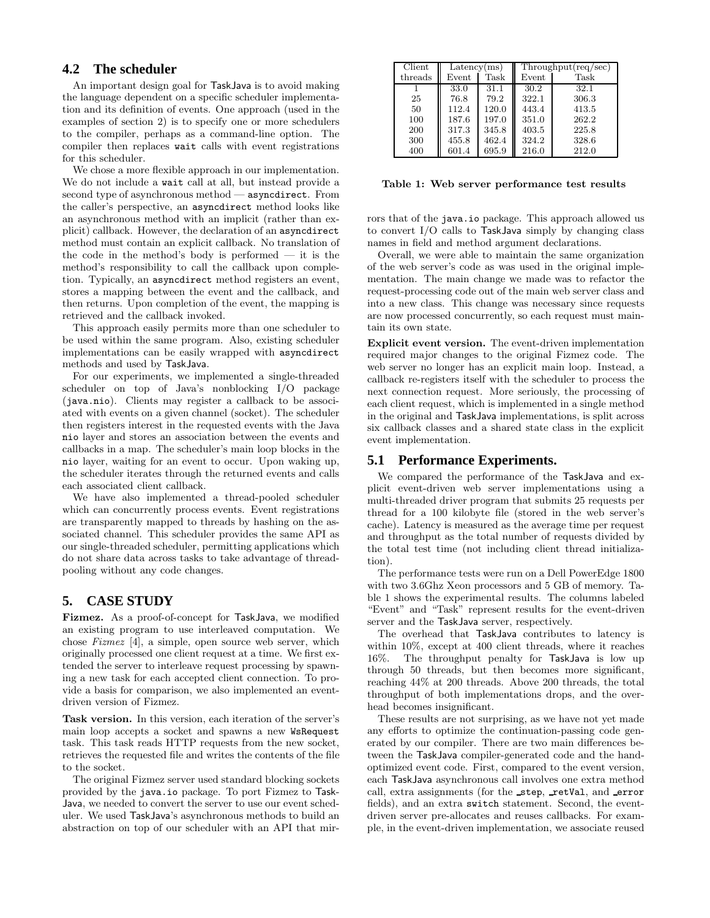## 4.2 The scheduler

An important design goal for TaskJava is to avoid making the language dependent on a specific scheduler implementation and its definition of events. One approach (used in the examples of section 2) is to specify one or more schedulers to the compiler, perhaps as a command-line option. The compiler then replaces `wait` calls with event registrations for this scheduler.

We chose a more flexible approach in our implementation. We do not include a `wait` call at all, but instead provide a second type of asynchronous method — `asyncdirect`. From the caller's perspective, an `asyncdirect` method looks like an asynchronous method with an implicit (rather than explicit) callback. However, the declaration of an `asyncdirect` method must contain an explicit callback. No translation of the code in the method's body is performed — it is the method's responsibility to call the callback upon completion. Typically, an `asyncdirect` method registers an event, stores a mapping between the event and the callback, and then returns. Upon completion of the event, the mapping is retrieved and the callback invoked.

This approach easily permits more than one scheduler to be used within the same program. Also, existing scheduler implementations can be easily wrapped with `asyncdirect` methods and used by TaskJava.

For our experiments, we implemented a single-threaded scheduler on top of Java's nonblocking I/O package (`java.nio`). Clients may register a callback to be associated with events on a given channel (socket). The scheduler then registers interest in the requested events with the Java `nio` layer and stores an association between the events and callbacks in a map. The scheduler's main loop blocks in the `nio` layer, waiting for an event to occur. Upon waking up, the scheduler iterates through the returned events and calls each associated client callback.

We have also implemented a thread-pooled scheduler which can concurrently process events. Event registrations are transparently mapped to threads by hashing on the associated channel. This scheduler provides the same API as our single-threaded scheduler, permitting applications which do not share data across tasks to take advantage of thread-pooling without any code changes.

# 5. CASE STUDY

**Fizmez.** As a proof-of-concept for TaskJava, we modified an existing program to use interleaved computation. We chose *Fizmez* [4], a simple, open source web server, which originally processed one client request at a time. We first extended the server to interleave request processing by spawning a new task for each accepted client connection. To provide a basis for comparison, we also implemented an event-driven version of Fizmez.

**Task version.** In this version, each iteration of the server's main loop accepts a socket and spawns a new `WsRequest` task. This task reads HTTP requests from the new socket, retrieves the requested file and writes the contents of the file to the socket.

The original Fizmez server used standard blocking sockets provided by the `java.io` package. To port Fizmez to TaskJava, we needed to convert the server to use our event scheduler. We used TaskJava's asynchronous methods to build an abstraction on top of our scheduler with an API that mirrors that of the `java.io` package. This approach allowed us to convert I/O calls to TaskJava simply by changing class names in field and method argument declarations.

Overall, we were able to maintain the same organization of the web server's code as was used in the original implementation. The main change we made was to refactor the request-processing code out of the main web server class and into a new class. This change was necessary since requests are now processed concurrently, so each request must maintain its own state.

**Explicit event version.** The event-driven implementation required major changes to the original Fizmez code. The web server no longer has an explicit main loop. Instead, a callback re-registers itself with the scheduler to process the next connection request. More seriously, the processing of each client request, which is implemented in a single method in the original and TaskJava implementations, is split across six callback classes and a shared state class in the explicit event implementation.

| Client | Latency(ms) | | Throughput(req/sec) | |
|---|---|---|---|---|
| threads | Event | Task | Event | Task |
| 1 | 33.0 | 31.1 | 30.2 | 32.1 |
| 25 | 76.8 | 79.2 | 322.1 | 306.3 |
| 50 | 112.4 | 120.0 | 443.4 | 413.5 |
| 100 | 187.6 | 197.0 | 351.0 | 262.2 |
| 200 | 317.3 | 345.8 | 403.5 | 225.8 |
| 300 | 455.8 | 462.4 | 324.2 | 328.6 |
| 400 | 601.4 | 695.9 | 216.0 | 212.0 |

**Table 1: Web server performance test results**

## 5.1 Performance Experiments.

We compared the performance of the TaskJava and explicit event-driven web server implementations using a multi-threaded driver program that submits 25 requests per thread for a 100 kilobyte file (stored in the web server's cache). Latency is measured as the average time per request and throughput as the total number of requests divided by the total test time (not including client thread initialization).

The performance tests were run on a Dell PowerEdge 1800 with two 3.6Ghz Xeon processors and 5 GB of memory. Table 1 shows the experimental results. The columns labeled "Event" and "Task" represent results for the event-driven server and the TaskJava server, respectively.

The overhead that TaskJava contributes to latency is within 10%, except at 400 client threads, where it reaches 16%. The throughput penalty for TaskJava is low up through 50 threads, but then becomes more significant, reaching 44% at 200 threads. Above 200 threads, the total throughput of both implementations drops, and the overhead becomes insignificant.

These results are not surprising, as we have not yet made any efforts to optimize the continuation-passing code generated by our compiler. There are two main differences between the TaskJava compiler-generated code and the hand-optimized event code. First, compared to the event version, each TaskJava asynchronous call involves one extra method call, extra assignments (for the `_step`, `_retVal`, and `_error` fields), and an extra `switch` statement. Second, the event-driven server pre-allocates and reuses callbacks. For example, in the event-driven implementation, we associate reused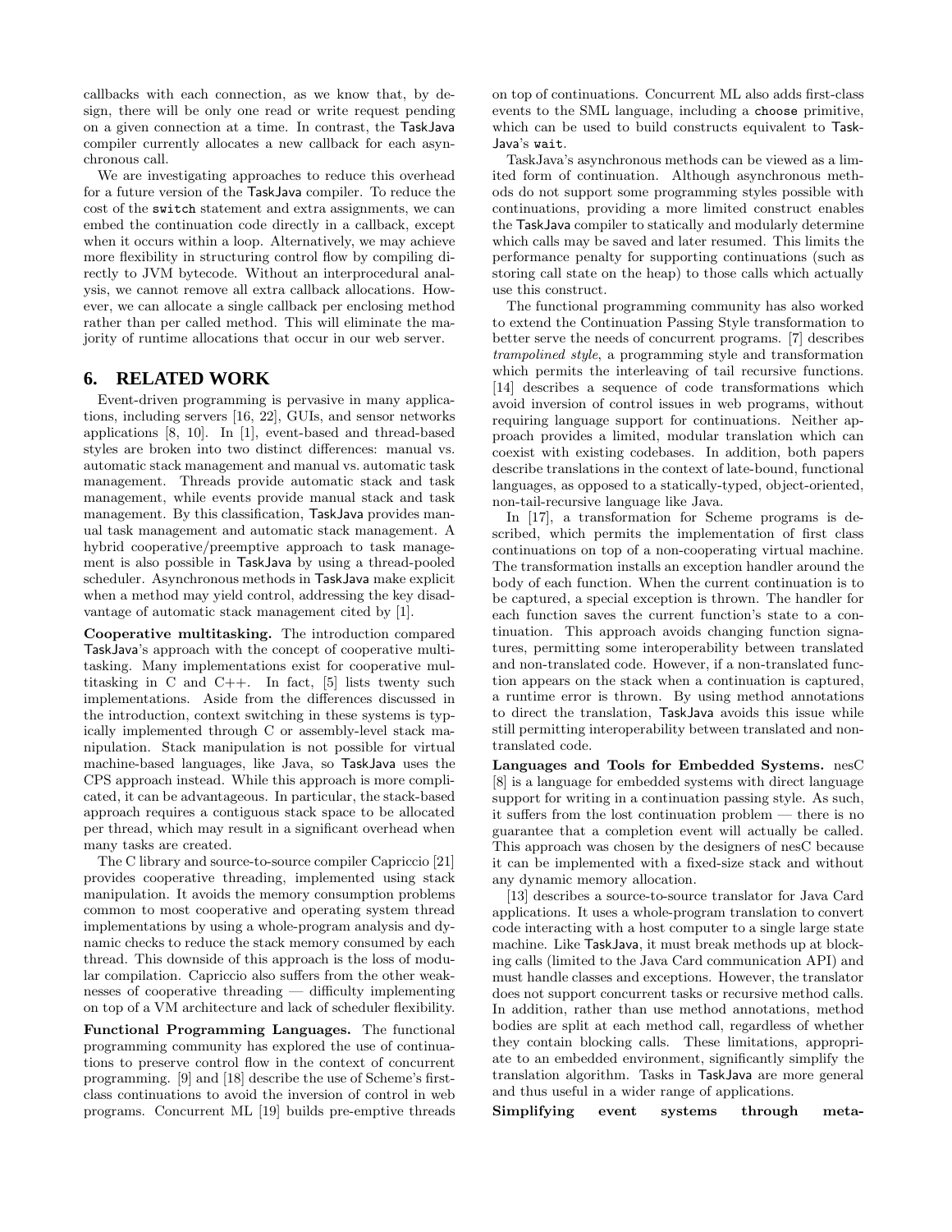callbacks with each connection, as we know that, by design, there will be only one read or write request pending on a given connection at a time. In contrast, the TaskJava compiler currently allocates a new callback for each asynchronous call.

We are investigating approaches to reduce this overhead for a future version of the TaskJava compiler. To reduce the cost of the `switch` statement and extra assignments, we can embed the continuation code directly in a callback, except when it occurs within a loop. Alternatively, we may achieve more flexibility in structuring control flow by compiling directly to JVM bytecode. Without an interprocedural analysis, we cannot remove all extra callback allocations. However, we can allocate a single callback per enclosing method rather than per called method. This will eliminate the majority of runtime allocations that occur in our web server.

## 6. RELATED WORK

Event-driven programming is pervasive in many applications, including servers [16, 22], GUIs, and sensor networks applications [8, 10]. In [1], event-based and thread-based styles are broken into two distinct differences: manual vs. automatic stack management and manual vs. automatic task management. Threads provide automatic stack and task management, while events provide manual stack and task management. By this classification, TaskJava provides manual task management and automatic stack management. A hybrid cooperative/preemptive approach to task management is also possible in TaskJava by using a thread-pooled scheduler. Asynchronous methods in TaskJava make explicit when a method may yield control, addressing the key disadvantage of automatic stack management cited by [1].

**Cooperative multitasking.** The introduction compared TaskJava's approach with the concept of cooperative multitasking. Many implementations exist for cooperative multitasking in C and C++. In fact, [5] lists twenty such implementations. Aside from the differences discussed in the introduction, context switching in these systems is typically implemented through C or assembly-level stack manipulation. Stack manipulation is not possible for virtual machine-based languages, like Java, so TaskJava uses the CPS approach instead. While this approach is more complicated, it can be advantageous. In particular, the stack-based approach requires a contiguous stack space to be allocated per thread, which may result in a significant overhead when many tasks are created.

The C library and source-to-source compiler Capriccio [21] provides cooperative threading, implemented using stack manipulation. It avoids the memory consumption problems common to most cooperative and operating system thread implementations by using a whole-program analysis and dynamic checks to reduce the stack memory consumed by each thread. This downside of this approach is the loss of modular compilation. Capriccio also suffers from the other weaknesses of cooperative threading — difficulty implementing on top of a VM architecture and lack of scheduler flexibility.

**Functional Programming Languages.** The functional programming community has explored the use of continuations to preserve control flow in the context of concurrent programming. [9] and [18] describe the use of Scheme's first-class continuations to avoid the inversion of control in web programs. Concurrent ML [19] builds pre-emptive threads on top of continuations. Concurrent ML also adds first-class events to the SML language, including a `choose` primitive, which can be used to build constructs equivalent to TaskJava's `wait`.

TaskJava's asynchronous methods can be viewed as a limited form of continuation. Although asynchronous methods do not support some programming styles possible with continuations, providing a more limited construct enables the TaskJava compiler to statically and modularly determine which calls may be saved and later resumed. This limits the performance penalty for supporting continuations (such as storing call state on the heap) to those calls which actually use this construct.

The functional programming community has also worked to extend the Continuation Passing Style transformation to better serve the needs of concurrent programs. [7] describes *trampolined style*, a programming style and transformation which permits the interleaving of tail recursive functions. [14] describes a sequence of code transformations which avoid inversion of control issues in web programs, without requiring language support for continuations. Neither approach provides a limited, modular translation which can coexist with existing codebases. In addition, both papers describe translations in the context of late-bound, functional languages, as opposed to a statically-typed, object-oriented, non-tail-recursive language like Java.

In [17], a transformation for Scheme programs is described, which permits the implementation of first class continuations on top of a non-cooperating virtual machine. The transformation installs an exception handler around the body of each function. When the current continuation is to be captured, a special exception is thrown. The handler for each function saves the current function's state to a continuation. This approach avoids changing function signatures, permitting some interoperability between translated and non-translated code. However, if a non-translated function appears on the stack when a continuation is captured, a runtime error is thrown. By using method annotations to direct the translation, TaskJava avoids this issue while still permitting interoperability between translated and non-translated code.

**Languages and Tools for Embedded Systems.** nesC [8] is a language for embedded systems with direct language support for writing in a continuation passing style. As such, it suffers from the lost continuation problem — there is no guarantee that a completion event will actually be called. This approach was chosen by the designers of nesC because it can be implemented with a fixed-size stack and without any dynamic memory allocation.

[13] describes a source-to-source translator for Java Card applications. It uses a whole-program translation to convert code interacting with a host computer to a single large state machine. Like TaskJava, it must break methods up at blocking calls (limited to the Java Card communication API) and must handle classes and exceptions. However, the translator does not support concurrent tasks or recursive method calls. In addition, rather than use method annotations, method bodies are split at each method call, regardless of whether they contain blocking calls. These limitations, appropriate to an embedded environment, significantly simplify the translation algorithm. Tasks in TaskJava are more general and thus useful in a wider range of applications.

**Simplifying event systems through meta-**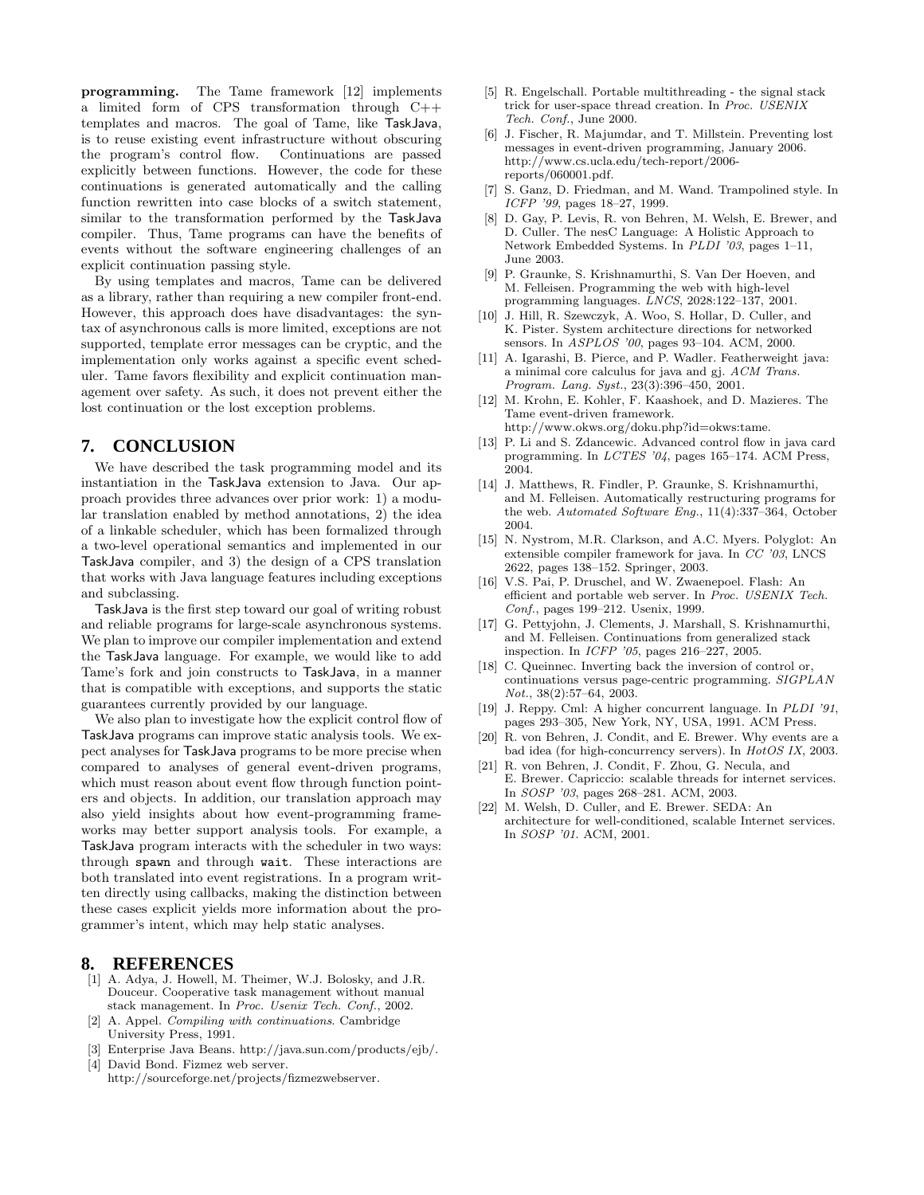**programming.** The Tame framework [12] implements a limited form of CPS transformation through C++ templates and macros. The goal of Tame, like TaskJava, is to reuse existing event infrastructure without obscuring the program's control flow. Continuations are passed explicitly between functions. However, the code for these continuations is generated automatically and the calling function rewritten into case blocks of a switch statement, similar to the transformation performed by the TaskJava compiler. Thus, Tame programs can have the benefits of events without the software engineering challenges of an explicit continuation passing style.

By using templates and macros, Tame can be delivered as a library, rather than requiring a new compiler front-end. However, this approach does have disadvantages: the syntax of asynchronous calls is more limited, exceptions are not supported, template error messages can be cryptic, and the implementation only works against a specific event scheduler. Tame favors flexibility and explicit continuation management over safety. As such, it does not prevent either the lost continuation or the lost exception problems.

## 7. CONCLUSION

We have described the task programming model and its instantiation in the TaskJava extension to Java. Our approach provides three advances over prior work: 1) a modular translation enabled by method annotations, 2) the idea of a linkable scheduler, which has been formalized through a two-level operational semantics and implemented in our TaskJava compiler, and 3) the design of a CPS translation that works with Java language features including exceptions and subclassing.

TaskJava is the first step toward our goal of writing robust and reliable programs for large-scale asynchronous systems. We plan to improve our compiler implementation and extend the TaskJava language. For example, we would like to add Tame's fork and join constructs to TaskJava, in a manner that is compatible with exceptions, and supports the static guarantees currently provided by our language.

We also plan to investigate how the explicit control flow of TaskJava programs can improve static analysis tools. We expect analyses for TaskJava programs to be more precise when compared to analyses of general event-driven programs, which must reason about event flow through function pointers and objects. In addition, our translation approach may also yield insights about how event-programming frameworks may better support analysis tools. For example, a TaskJava program interacts with the scheduler in two ways: through `spawn` and through `wait`. These interactions are both translated into event registrations. In a program written directly using callbacks, making the distinction between these cases explicit yields more information about the programmer's intent, which may help static analyses.

## 8. REFERENCES

[1] A. Adya, J. Howell, M. Theimer, W.J. Bolosky, and J.R. Douceur. Cooperative task management without manual stack management. In *Proc. Usenix Tech. Conf.*, 2002.

[2] A. Appel. *Compiling with continuations*. Cambridge University Press, 1991.

[3] Enterprise Java Beans. http://java.sun.com/products/ejb/.

[4] David Bond. Fizmez web server. http://sourceforge.net/projects/fizmezwebserver.

[5] R. Engelschall. Portable multithreading - the signal stack trick for user-space thread creation. In *Proc. USENIX Tech. Conf.*, June 2000.

[6] J. Fischer, R. Majumdar, and T. Millstein. Preventing lost messages in event-driven programming, January 2006. http://www.cs.ucla.edu/tech-report/2006-reports/060001.pdf.

[7] S. Ganz, D. Friedman, and M. Wand. Trampolined style. In *ICFP '99*, pages 18–27, 1999.

[8] D. Gay, P. Levis, R. von Behren, M. Welsh, E. Brewer, and D. Culler. The nesC Language: A Holistic Approach to Network Embedded Systems. In *PLDI '03*, pages 1–11, June 2003.

[9] P. Graunke, S. Krishnamurthi, S. Van Der Hoeven, and M. Felleisen. Programming the web with high-level programming languages. *LNCS*, 2028:122–137, 2001.

[10] J. Hill, R. Szewczyk, A. Woo, S. Hollar, D. Culler, and K. Pister. System architecture directions for networked sensors. In *ASPLOS '00*, pages 93–104. ACM, 2000.

[11] A. Igarashi, B. Pierce, and P. Wadler. Featherweight java: a minimal core calculus for java and gj. *ACM Trans. Program. Lang. Syst.*, 23(3):396–450, 2001.

[12] M. Krohn, E. Kohler, F. Kaashoek, and D. Mazieres. The Tame event-driven framework. http://www.okws.org/doku.php?id=okws:tame.

[13] P. Li and S. Zdancewic. Advanced control flow in java card programming. In *LCTES '04*, pages 165–174. ACM Press, 2004.

[14] J. Matthews, R. Findler, P. Graunke, S. Krishnamurthi, and M. Felleisen. Automatically restructuring programs for the web. *Automated Software Eng.*, 11(4):337–364, October 2004.

[15] N. Nystrom, M.R. Clarkson, and A.C. Myers. Polyglot: An extensible compiler framework for java. In *CC '03*, LNCS 2622, pages 138–152. Springer, 2003.

[16] V.S. Pai, P. Druschel, and W. Zwaenepoel. Flash: An efficient and portable web server. In *Proc. USENIX Tech. Conf.*, pages 199–212. Usenix, 1999.

[17] G. Pettyjohn, J. Clements, J. Marshall, S. Krishnamurthi, and M. Felleisen. Continuations from generalized stack inspection. In *ICFP '05*, pages 216–227, 2005.

[18] C. Queinnec. Inverting back the inversion of control or, continuations versus page-centric programming. *SIGPLAN Not.*, 38(2):57–64, 2003.

[19] J. Reppy. Cml: A higher concurrent language. In *PLDI '91*, pages 293–305, New York, NY, USA, 1991. ACM Press.

[20] R. von Behren, J. Condit, and E. Brewer. Why events are a bad idea (for high-concurrency servers). In *HotOS IX*, 2003.

[21] R. von Behren, J. Condit, F. Zhou, G. Necula, and E. Brewer. Capriccio: scalable threads for internet services. In *SOSP '03*, pages 268–281. ACM, 2003.

[22] M. Welsh, D. Culler, and E. Brewer. SEDA: An architecture for well-conditioned, scalable Internet services. In *SOSP '01*. ACM, 2001.